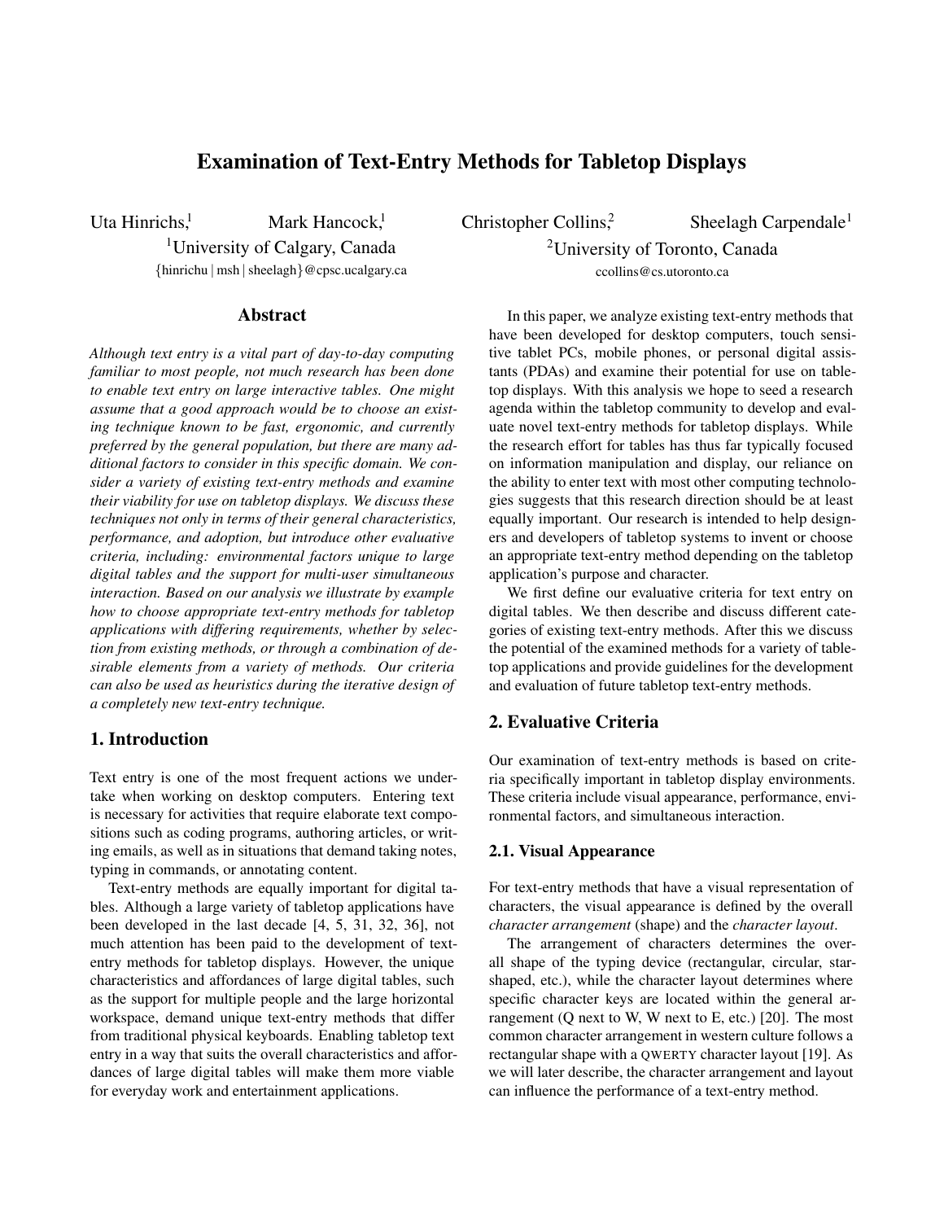# Examination of Text-Entry Methods for Tabletop Displays

Uta Hinrichs,[1] Mark Hancock,[1] Christopher Collins,[2] Sheelagh Carpendale[1]

[1]University of Calgary, Canada
{hinrichu | msh | sheelagh}@cpsc.ucalgary.ca

[2]University of Toronto, Canada
ccollins@cs.utoronto.ca

## Abstract

*Although text entry is a vital part of day-to-day computing familiar to most people, not much research has been done to enable text entry on large interactive tables. One might assume that a good approach would be to choose an existing technique known to be fast, ergonomic, and currently preferred by the general population, but there are many additional factors to consider in this specific domain. We consider a variety of existing text-entry methods and examine their viability for use on tabletop displays. We discuss these techniques not only in terms of their general characteristics, performance, and adoption, but introduce other evaluative criteria, including: environmental factors unique to large digital tables and the support for multi-user simultaneous interaction. Based on our analysis we illustrate by example how to choose appropriate text-entry methods for tabletop applications with differing requirements, whether by selection from existing methods, or through a combination of desirable elements from a variety of methods. Our criteria can also be used as heuristics during the iterative design of a completely new text-entry technique.*

## 1. Introduction

Text entry is one of the most frequent actions we undertake when working on desktop computers. Entering text is necessary for activities that require elaborate text compositions such as coding programs, authoring articles, or writing emails, as well as in situations that demand taking notes, typing in commands, or annotating content.

Text-entry methods are equally important for digital tables. Although a large variety of tabletop applications have been developed in the last decade [4, 5, 31, 32, 36], not much attention has been paid to the development of text-entry methods for tabletop displays. However, the unique characteristics and affordances of large digital tables, such as the support for multiple people and the large horizontal workspace, demand unique text-entry methods that differ from traditional physical keyboards. Enabling tabletop text entry in a way that suits the overall characteristics and affordances of large digital tables will make them more viable for everyday work and entertainment applications.

In this paper, we analyze existing text-entry methods that have been developed for desktop computers, touch sensitive tablet PCs, mobile phones, or personal digital assistants (PDAs) and examine their potential for use on tabletop displays. With this analysis we hope to seed a research agenda within the tabletop community to develop and evaluate novel text-entry methods for tabletop displays. While the research effort for tables has thus far typically focused on information manipulation and display, our reliance on the ability to enter text with most other computing technologies suggests that this research direction should be at least equally important. Our research is intended to help designers and developers of tabletop systems to invent or choose an appropriate text-entry method depending on the tabletop application's purpose and character.

We first define our evaluative criteria for text entry on digital tables. We then describe and discuss different categories of existing text-entry methods. After this we discuss the potential of the examined methods for a variety of tabletop applications and provide guidelines for the development and evaluation of future tabletop text-entry methods.

## 2. Evaluative Criteria

Our examination of text-entry methods is based on criteria specifically important in tabletop display environments. These criteria include visual appearance, performance, environmental factors, and simultaneous interaction.

### 2.1. Visual Appearance

For text-entry methods that have a visual representation of characters, the visual appearance is defined by the overall *character arrangement* (shape) and the *character layout*.

The arrangement of characters determines the overall shape of the typing device (rectangular, circular, star-shaped, etc.), while the character layout determines where specific character keys are located within the general arrangement (Q next to W, W next to E, etc.) [20]. The most common character arrangement in western culture follows a rectangular shape with a QWERTY character layout [19]. As we will later describe, the character arrangement and layout can influence the performance of a text-entry method.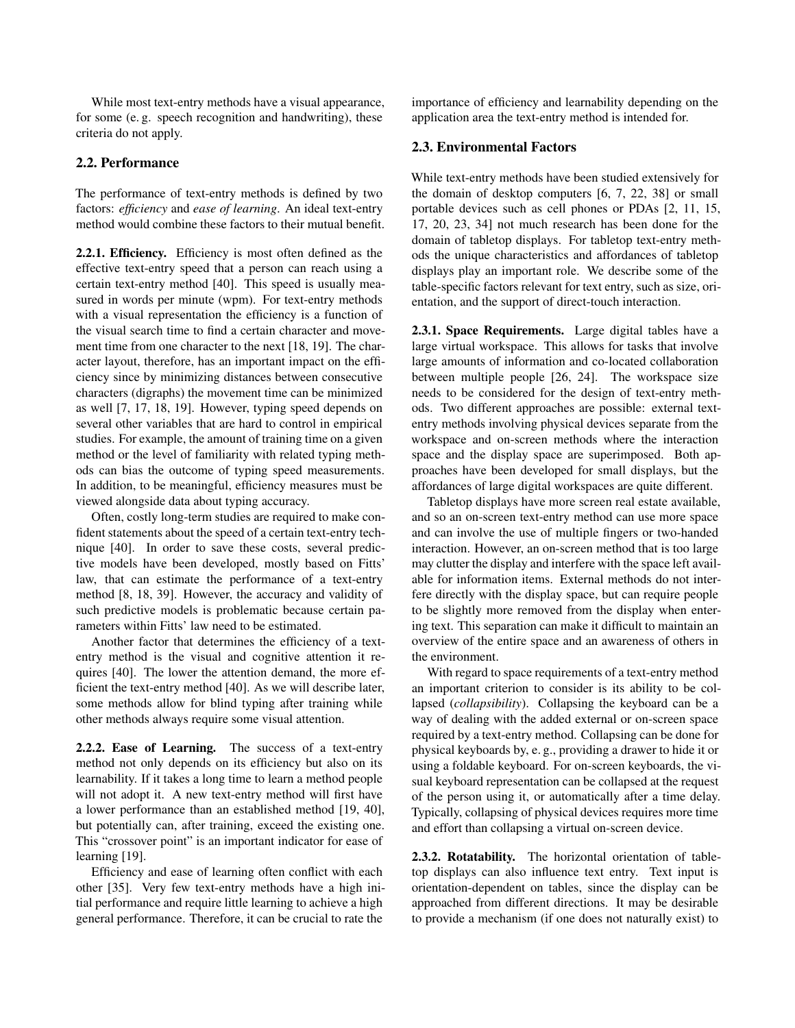While most text-entry methods have a visual appearance, for some (e. g. speech recognition and handwriting), these criteria do not apply.

### 2.2. Performance

The performance of text-entry methods is defined by two factors: *efficiency* and *ease of learning*. An ideal text-entry method would combine these factors to their mutual benefit.

**2.2.1. Efficiency.** Efficiency is most often defined as the effective text-entry speed that a person can reach using a certain text-entry method [40]. This speed is usually measured in words per minute (wpm). For text-entry methods with a visual representation the efficiency is a function of the visual search time to find a certain character and movement time from one character to the next [18, 19]. The character layout, therefore, has an important impact on the efficiency since by minimizing distances between consecutive characters (digraphs) the movement time can be minimized as well [7, 17, 18, 19]. However, typing speed depends on several other variables that are hard to control in empirical studies. For example, the amount of training time on a given method or the level of familiarity with related typing methods can bias the outcome of typing speed measurements. In addition, to be meaningful, efficiency measures must be viewed alongside data about typing accuracy.

Often, costly long-term studies are required to make confident statements about the speed of a certain text-entry technique [40]. In order to save these costs, several predictive models have been developed, mostly based on Fitts' law, that can estimate the performance of a text-entry method [8, 18, 39]. However, the accuracy and validity of such predictive models is problematic because certain parameters within Fitts' law need to be estimated.

Another factor that determines the efficiency of a text-entry method is the visual and cognitive attention it requires [40]. The lower the attention demand, the more efficient the text-entry method [40]. As we will describe later, some methods allow for blind typing after training while other methods always require some visual attention.

**2.2.2. Ease of Learning.** The success of a text-entry method not only depends on its efficiency but also on its learnability. If it takes a long time to learn a method people will not adopt it. A new text-entry method will first have a lower performance than an established method [19, 40], but potentially can, after training, exceed the existing one. This "crossover point" is an important indicator for ease of learning [19].

Efficiency and ease of learning often conflict with each other [35]. Very few text-entry methods have a high initial performance and require little learning to achieve a high general performance. Therefore, it can be crucial to rate the importance of efficiency and learnability depending on the application area the text-entry method is intended for.

### 2.3. Environmental Factors

While text-entry methods have been studied extensively for the domain of desktop computers [6, 7, 22, 38] or small portable devices such as cell phones or PDAs [2, 11, 15, 17, 20, 23, 34] not much research has been done for the domain of tabletop displays. For tabletop text-entry methods the unique characteristics and affordances of tabletop displays play an important role. We describe some of the table-specific factors relevant for text entry, such as size, orientation, and the support of direct-touch interaction.

**2.3.1. Space Requirements.** Large digital tables have a large virtual workspace. This allows for tasks that involve large amounts of information and co-located collaboration between multiple people [26, 24]. The workspace size needs to be considered for the design of text-entry methods. Two different approaches are possible: external text-entry methods involving physical devices separate from the workspace and on-screen methods where the interaction space and the display space are superimposed. Both approaches have been developed for small displays, but the affordances of large digital workspaces are quite different.

Tabletop displays have more screen real estate available, and so an on-screen text-entry method can use more space and can involve the use of multiple fingers or two-handed interaction. However, an on-screen method that is too large may clutter the display and interfere with the space left available for information items. External methods do not interfere directly with the display space, but can require people to be slightly more removed from the display when entering text. This separation can make it difficult to maintain an overview of the entire space and an awareness of others in the environment.

With regard to space requirements of a text-entry method an important criterion to consider is its ability to be collapsed (*collapsibility*). Collapsing the keyboard can be a way of dealing with the added external or on-screen space required by a text-entry method. Collapsing can be done for physical keyboards by, e. g., providing a drawer to hide it or using a foldable keyboard. For on-screen keyboards, the visual keyboard representation can be collapsed at the request of the person using it, or automatically after a time delay. Typically, collapsing of physical devices requires more time and effort than collapsing a virtual on-screen device.

**2.3.2. Rotatability.** The horizontal orientation of tabletop displays can also influence text entry. Text input is orientation-dependent on tables, since the display can be approached from different directions. It may be desirable to provide a mechanism (if one does not naturally exist) to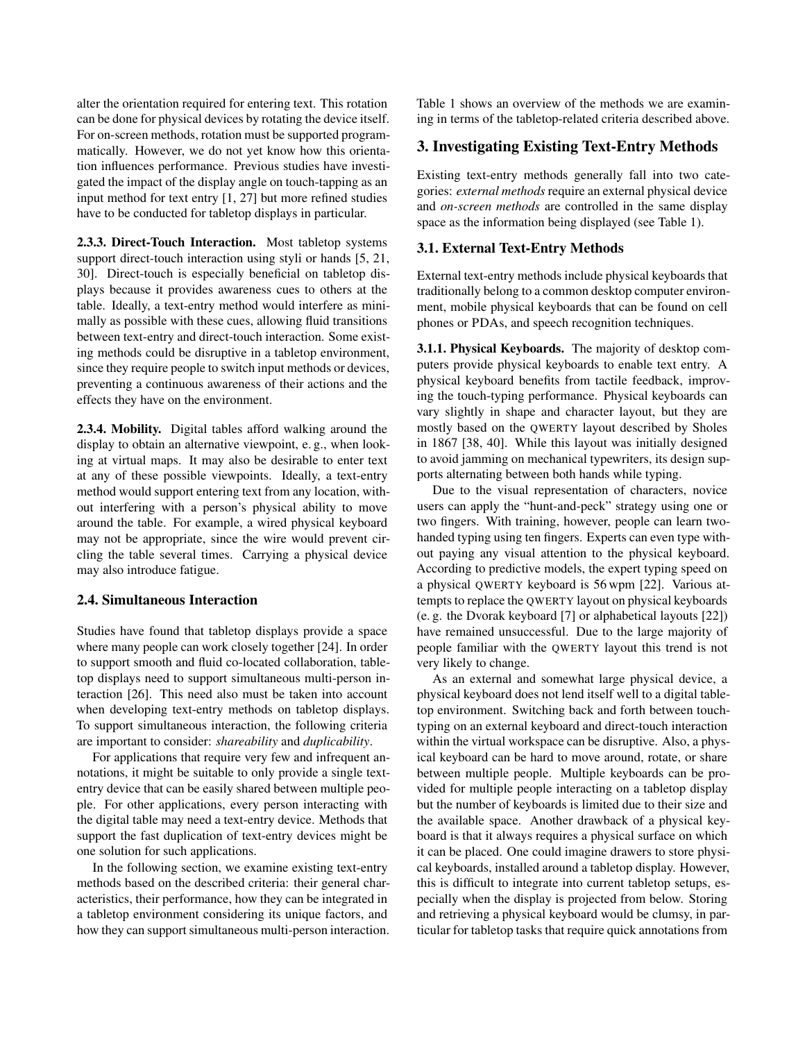alter the orientation required for entering text. This rotation can be done for physical devices by rotating the device itself. For on-screen methods, rotation must be supported programmatically. However, we do not yet know how this orientation influences performance. Previous studies have investigated the impact of the display angle on touch-tapping as an input method for text entry [1, 27] but more refined studies have to be conducted for tabletop displays in particular.

**2.3.3. Direct-Touch Interaction.** Most tabletop systems support direct-touch interaction using styli or hands [5, 21, 30]. Direct-touch is especially beneficial on tabletop displays because it provides awareness cues to others at the table. Ideally, a text-entry method would interfere as minimally as possible with these cues, allowing fluid transitions between text-entry and direct-touch interaction. Some existing methods could be disruptive in a tabletop environment, since they require people to switch input methods or devices, preventing a continuous awareness of their actions and the effects they have on the environment.

**2.3.4. Mobility.** Digital tables afford walking around the display to obtain an alternative viewpoint, e. g., when looking at virtual maps. It may also be desirable to enter text at any of these possible viewpoints. Ideally, a text-entry method would support entering text from any location, without interfering with a person's physical ability to move around the table. For example, a wired physical keyboard may not be appropriate, since the wire would prevent circling the table several times. Carrying a physical device may also introduce fatigue.

### 2.4. Simultaneous Interaction

Studies have found that tabletop displays provide a space where many people can work closely together [24]. In order to support smooth and fluid co-located collaboration, tabletop displays need to support simultaneous multi-person interaction [26]. This need also must be taken into account when developing text-entry methods on tabletop displays. To support simultaneous interaction, the following criteria are important to consider: *shareability* and *duplicability*.

For applications that require very few and infrequent annotations, it might be suitable to only provide a single text-entry device that can be easily shared between multiple people. For other applications, every person interacting with the digital table may need a text-entry device. Methods that support the fast duplication of text-entry devices might be one solution for such applications.

In the following section, we examine existing text-entry methods based on the described criteria: their general characteristics, their performance, how they can be integrated in a tabletop environment considering its unique factors, and how they can support simultaneous multi-person interaction. Table 1 shows an overview of the methods we are examining in terms of the tabletop-related criteria described above.

## 3. Investigating Existing Text-Entry Methods

Existing text-entry methods generally fall into two categories: *external methods* require an external physical device and *on-screen methods* are controlled in the same display space as the information being displayed (see Table 1).

### 3.1. External Text-Entry Methods

External text-entry methods include physical keyboards that traditionally belong to a common desktop computer environment, mobile physical keyboards that can be found on cell phones or PDAs, and speech recognition techniques.

**3.1.1. Physical Keyboards.** The majority of desktop computers provide physical keyboards to enable text entry. A physical keyboard benefits from tactile feedback, improving the touch-typing performance. Physical keyboards can vary slightly in shape and character layout, but they are mostly based on the QWERTY layout described by Sholes in 1867 [38, 40]. While this layout was initially designed to avoid jamming on mechanical typewriters, its design supports alternating between both hands while typing.

Due to the visual representation of characters, novice users can apply the "hunt-and-peck" strategy using one or two fingers. With training, however, people can learn two-handed typing using ten fingers. Experts can even type without paying any visual attention to the physical keyboard. According to predictive models, the expert typing speed on a physical QWERTY keyboard is 56 wpm [22]. Various attempts to replace the QWERTY layout on physical keyboards (e. g. the Dvorak keyboard [7] or alphabetical layouts [22]) have remained unsuccessful. Due to the large majority of people familiar with the QWERTY layout this trend is not very likely to change.

As an external and somewhat large physical device, a physical keyboard does not lend itself well to a digital tabletop environment. Switching back and forth between touch-typing on an external keyboard and direct-touch interaction within the virtual workspace can be disruptive. Also, a physical keyboard can be hard to move around, rotate, or share between multiple people. Multiple keyboards can be provided for multiple people interacting on a tabletop display but the number of keyboards is limited due to their size and the available space. Another drawback of a physical keyboard is that it always requires a physical surface on which it can be placed. One could imagine drawers to store physical keyboards, installed around a tabletop display. However, this is difficult to integrate into current tabletop setups, especially when the display is projected from below. Storing and retrieving a physical keyboard would be clumsy, in particular for tabletop tasks that require quick annotations from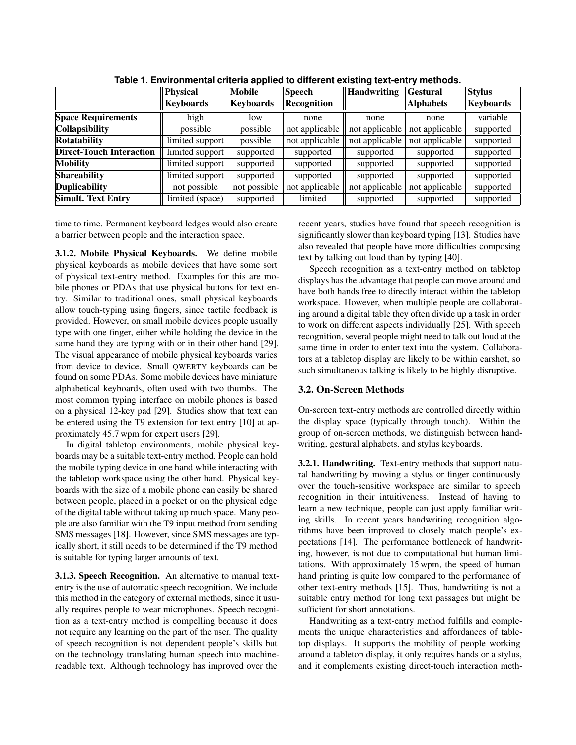**Table 1. Environmental criteria applied to different existing text-entry methods.**

| | Physical Keyboards | Mobile Keyboards | Speech Recognition | Handwriting | Gestural Alphabets | Stylus Keyboards |
|---|---|---|---|---|---|---|
| **Space Requirements** | high | low | none | none | none | variable |
| **Collapsibility** | possible | possible | not applicable | not applicable | not applicable | supported |
| **Rotatability** | limited support | possible | not applicable | not applicable | not applicable | supported |
| **Direct-Touch Interaction** | limited support | supported | supported | supported | supported | supported |
| **Mobility** | limited support | supported | supported | supported | supported | supported |
| **Shareability** | limited support | supported | supported | supported | supported | supported |
| **Duplicability** | not possible | not possible | not applicable | not applicable | not applicable | supported |
| **Simult. Text Entry** | limited (space) | supported | limited | supported | supported | supported |

time to time. Permanent keyboard ledges would also create a barrier between people and the interaction space.

**3.1.2. Mobile Physical Keyboards.** We define mobile physical keyboards as mobile devices that have some sort of physical text-entry method. Examples for this are mobile phones or PDAs that use physical buttons for text entry. Similar to traditional ones, small physical keyboards allow touch-typing using fingers, since tactile feedback is provided. However, on small mobile devices people usually type with one finger, either while holding the device in the same hand they are typing with or in their other hand [29]. The visual appearance of mobile physical keyboards varies from device to device. Small QWERTY keyboards can be found on some PDAs. Some mobile devices have miniature alphabetical keyboards, often used with two thumbs. The most common typing interface on mobile phones is based on a physical 12-key pad [29]. Studies show that text can be entered using the T9 extension for text entry [10] at approximately 45.7 wpm for expert users [29].

In digital tabletop environments, mobile physical keyboards may be a suitable text-entry method. People can hold the mobile typing device in one hand while interacting with the tabletop workspace using the other hand. Physical keyboards with the size of a mobile phone can easily be shared between people, placed in a pocket or on the physical edge of the digital table without taking up much space. Many people are also familiar with the T9 input method from sending SMS messages [18]. However, since SMS messages are typically short, it still needs to be determined if the T9 method is suitable for typing larger amounts of text.

**3.1.3. Speech Recognition.** An alternative to manual text-entry is the use of automatic speech recognition. We include this method in the category of external methods, since it usually requires people to wear microphones. Speech recognition as a text-entry method is compelling because it does not require any learning on the part of the user. The quality of speech recognition is not dependent people's skills but on the technology translating human speech into machine-readable text. Although technology has improved over the recent years, studies have found that speech recognition is significantly slower than keyboard typing [13]. Studies have also revealed that people have more difficulties composing text by talking out loud than by typing [40].

Speech recognition as a text-entry method on tabletop displays has the advantage that people can move around and have both hands free to directly interact within the tabletop workspace. However, when multiple people are collaborating around a digital table they often divide up a task in order to work on different aspects individually [25]. With speech recognition, several people might need to talk out loud at the same time in order to enter text into the system. Collaborators at a tabletop display are likely to be within earshot, so such simultaneous talking is likely to be highly disruptive.

### 3.2. On-Screen Methods

On-screen text-entry methods are controlled directly within the display space (typically through touch). Within the group of on-screen methods, we distinguish between handwriting, gestural alphabets, and stylus keyboards.

**3.2.1. Handwriting.** Text-entry methods that support natural handwriting by moving a stylus or finger continuously over the touch-sensitive workspace are similar to speech recognition in their intuitiveness. Instead of having to learn a new technique, people can just apply familiar writing skills. In recent years handwriting recognition algorithms have been improved to closely match people's expectations [14]. The performance bottleneck of handwriting, however, is not due to computational but human limitations. With approximately 15 wpm, the speed of human hand printing is quite low compared to the performance of other text-entry methods [15]. Thus, handwriting is not a suitable entry method for long text passages but might be sufficient for short annotations.

Handwriting as a text-entry method fulfills and complements the unique characteristics and affordances of tabletop displays. It supports the mobility of people working around a tabletop display, it only requires hands or a stylus, and it complements existing direct-touch interaction meth-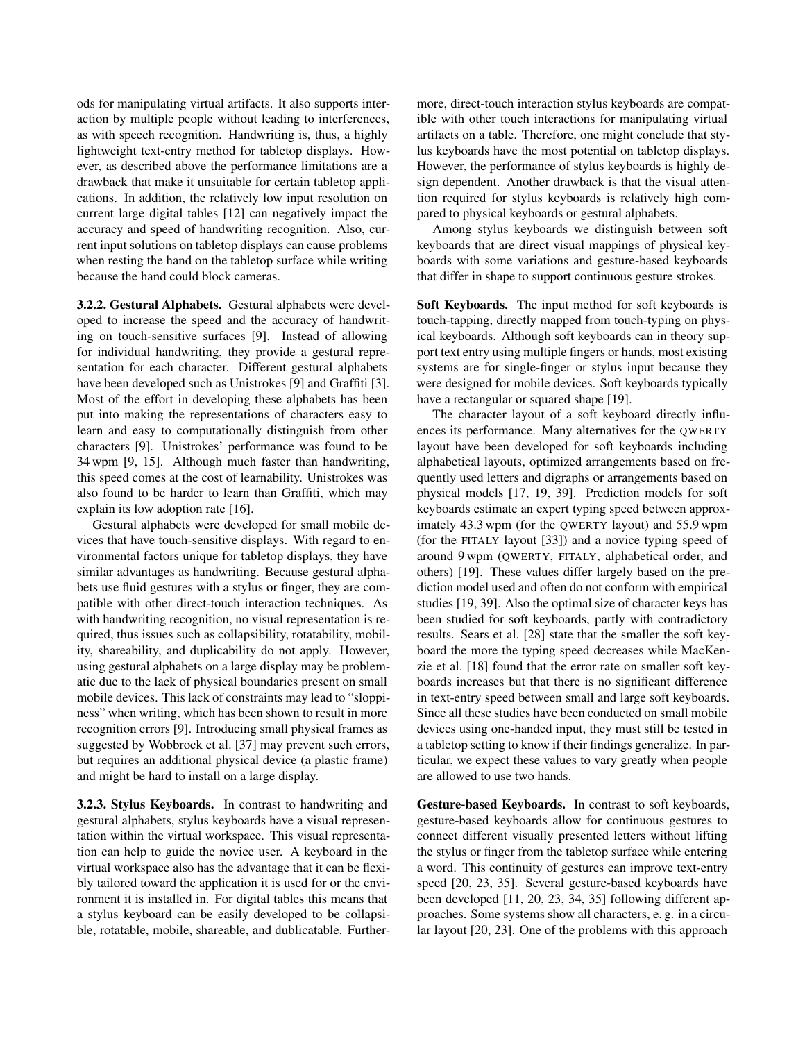ods for manipulating virtual artifacts. It also supports interaction by multiple people without leading to interferences, as with speech recognition. Handwriting is, thus, a highly lightweight text-entry method for tabletop displays. However, as described above the performance limitations are a drawback that make it unsuitable for certain tabletop applications. In addition, the relatively low input resolution on current large digital tables [12] can negatively impact the accuracy and speed of handwriting recognition. Also, current input solutions on tabletop displays can cause problems when resting the hand on the tabletop surface while writing because the hand could block cameras.

**3.2.2. Gestural Alphabets.** Gestural alphabets were developed to increase the speed and the accuracy of handwriting on touch-sensitive surfaces [9]. Instead of allowing for individual handwriting, they provide a gestural representation for each character. Different gestural alphabets have been developed such as Unistrokes [9] and Graffiti [3]. Most of the effort in developing these alphabets has been put into making the representations of characters easy to learn and easy to computationally distinguish from other characters [9]. Unistrokes' performance was found to be 34 wpm [9, 15]. Although much faster than handwriting, this speed comes at the cost of learnability. Unistrokes was also found to be harder to learn than Graffiti, which may explain its low adoption rate [16].

Gestural alphabets were developed for small mobile devices that have touch-sensitive displays. With regard to environmental factors unique for tabletop displays, they have similar advantages as handwriting. Because gestural alphabets use fluid gestures with a stylus or finger, they are compatible with other direct-touch interaction techniques. As with handwriting recognition, no visual representation is required, thus issues such as collapsibility, rotatability, mobility, shareability, and duplicability do not apply. However, using gestural alphabets on a large display may be problematic due to the lack of physical boundaries present on small mobile devices. This lack of constraints may lead to "sloppiness" when writing, which has been shown to result in more recognition errors [9]. Introducing small physical frames as suggested by Wobbrock et al. [37] may prevent such errors, but requires an additional physical device (a plastic frame) and might be hard to install on a large display.

**3.2.3. Stylus Keyboards.** In contrast to handwriting and gestural alphabets, stylus keyboards have a visual representation within the virtual workspace. This visual representation can help to guide the novice user. A keyboard in the virtual workspace also has the advantage that it can be flexibly tailored toward the application it is used for or the environment it is installed in. For digital tables this means that a stylus keyboard can be easily developed to be collapsible, rotatable, mobile, shareable, and dublicatable. Furthermore, direct-touch interaction stylus keyboards are compatible with other touch interactions for manipulating virtual artifacts on a table. Therefore, one might conclude that stylus keyboards have the most potential on tabletop displays. However, the performance of stylus keyboards is highly design dependent. Another drawback is that the visual attention required for stylus keyboards is relatively high compared to physical keyboards or gestural alphabets.

Among stylus keyboards we distinguish between soft keyboards that are direct visual mappings of physical keyboards with some variations and gesture-based keyboards that differ in shape to support continuous gesture strokes.

**Soft Keyboards.** The input method for soft keyboards is touch-tapping, directly mapped from touch-typing on physical keyboards. Although soft keyboards can in theory support text entry using multiple fingers or hands, most existing systems are for single-finger or stylus input because they were designed for mobile devices. Soft keyboards typically have a rectangular or squared shape [19].

The character layout of a soft keyboard directly influences its performance. Many alternatives for the QWERTY layout have been developed for soft keyboards including alphabetical layouts, optimized arrangements based on frequently used letters and digraphs or arrangements based on physical models [17, 19, 39]. Prediction models for soft keyboards estimate an expert typing speed between approximately 43.3 wpm (for the QWERTY layout) and 55.9 wpm (for the FITALY layout [33]) and a novice typing speed of around 9 wpm (QWERTY, FITALY, alphabetical order, and others) [19]. These values differ largely based on the prediction model used and often do not conform with empirical studies [19, 39]. Also the optimal size of character keys has been studied for soft keyboards, partly with contradictory results. Sears et al. [28] state that the smaller the soft keyboard the more the typing speed decreases while MacKenzie et al. [18] found that the error rate on smaller soft keyboards increases but that there is no significant difference in text-entry speed between small and large soft keyboards. Since all these studies have been conducted on small mobile devices using one-handed input, they must still be tested in a tabletop setting to know if their findings generalize. In particular, we expect these values to vary greatly when people are allowed to use two hands.

**Gesture-based Keyboards.** In contrast to soft keyboards, gesture-based keyboards allow for continuous gestures to connect different visually presented letters without lifting the stylus or finger from the tabletop surface while entering a word. This continuity of gestures can improve text-entry speed [20, 23, 35]. Several gesture-based keyboards have been developed [11, 20, 23, 34, 35] following different approaches. Some systems show all characters, e. g. in a circular layout [20, 23]. One of the problems with this approach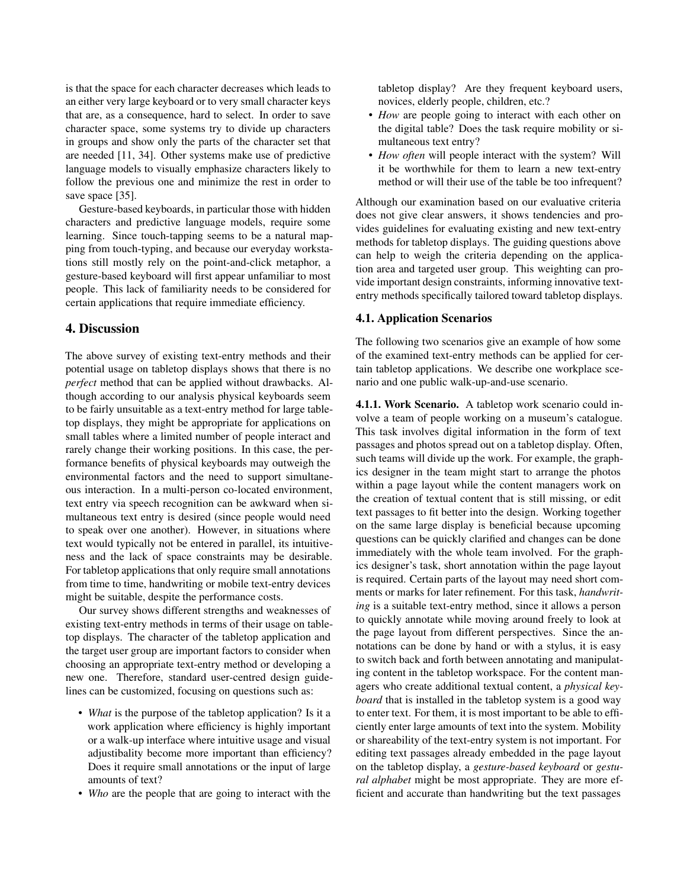is that the space for each character decreases which leads to an either very large keyboard or to very small character keys that are, as a consequence, hard to select. In order to save character space, some systems try to divide up characters in groups and show only the parts of the character set that are needed [11, 34]. Other systems make use of predictive language models to visually emphasize characters likely to follow the previous one and minimize the rest in order to save space [35].

Gesture-based keyboards, in particular those with hidden characters and predictive language models, require some learning. Since touch-tapping seems to be a natural mapping from touch-typing, and because our everyday workstations still mostly rely on the point-and-click metaphor, a gesture-based keyboard will first appear unfamiliar to most people. This lack of familiarity needs to be considered for certain applications that require immediate efficiency.

## 4. Discussion

The above survey of existing text-entry methods and their potential usage on tabletop displays shows that there is no *perfect* method that can be applied without drawbacks. Although according to our analysis physical keyboards seem to be fairly unsuitable as a text-entry method for large tabletop displays, they might be appropriate for applications on small tables where a limited number of people interact and rarely change their working positions. In this case, the performance benefits of physical keyboards may outweigh the environmental factors and the need to support simultaneous interaction. In a multi-person co-located environment, text entry via speech recognition can be awkward when simultaneous text entry is desired (since people would need to speak over one another). However, in situations where text would typically not be entered in parallel, its intuitiveness and the lack of space constraints may be desirable. For tabletop applications that only require small annotations from time to time, handwriting or mobile text-entry devices might be suitable, despite the performance costs.

Our survey shows different strengths and weaknesses of existing text-entry methods in terms of their usage on tabletop displays. The character of the tabletop application and the target user group are important factors to consider when choosing an appropriate text-entry method or developing a new one. Therefore, standard user-centred design guidelines can be customized, focusing on questions such as:

- *What* is the purpose of the tabletop application? Is it a work application where efficiency is highly important or a walk-up interface where intuitive usage and visual adjustibility become more important than efficiency? Does it require small annotations or the input of large amounts of text?
- *Who* are the people that are going to interact with the tabletop display? Are they frequent keyboard users, novices, elderly people, children, etc.?
- *How* are people going to interact with each other on the digital table? Does the task require mobility or simultaneous text entry?
- *How often* will people interact with the system? Will it be worthwhile for them to learn a new text-entry method or will their use of the table be too infrequent?

Although our examination based on our evaluative criteria does not give clear answers, it shows tendencies and provides guidelines for evaluating existing and new text-entry methods for tabletop displays. The guiding questions above can help to weigh the criteria depending on the application area and targeted user group. This weighting can provide important design constraints, informing innovative text-entry methods specifically tailored toward tabletop displays.

### 4.1. Application Scenarios

The following two scenarios give an example of how some of the examined text-entry methods can be applied for certain tabletop applications. We describe one workplace scenario and one public walk-up-and-use scenario.

**4.1.1. Work Scenario.** A tabletop work scenario could involve a team of people working on a museum's catalogue. This task involves digital information in the form of text passages and photos spread out on a tabletop display. Often, such teams will divide up the work. For example, the graphics designer in the team might start to arrange the photos within a page layout while the content managers work on the creation of textual content that is still missing, or edit text passages to fit better into the design. Working together on the same large display is beneficial because upcoming questions can be quickly clarified and changes can be done immediately with the whole team involved. For the graphics designer's task, short annotation within the page layout is required. Certain parts of the layout may need short comments or marks for later refinement. For this task, *handwriting* is a suitable text-entry method, since it allows a person to quickly annotate while moving around freely to look at the page layout from different perspectives. Since the annotations can be done by hand or with a stylus, it is easy to switch back and forth between annotating and manipulating content in the tabletop workspace. For the content managers who create additional textual content, a *physical keyboard* that is installed in the tabletop system is a good way to enter text. For them, it is most important to be able to efficiently enter large amounts of text into the system. Mobility or shareability of the text-entry system is not important. For editing text passages already embedded in the page layout on the tabletop display, a *gesture-based keyboard* or *gestural alphabet* might be most appropriate. They are more efficient and accurate than handwriting but the text passages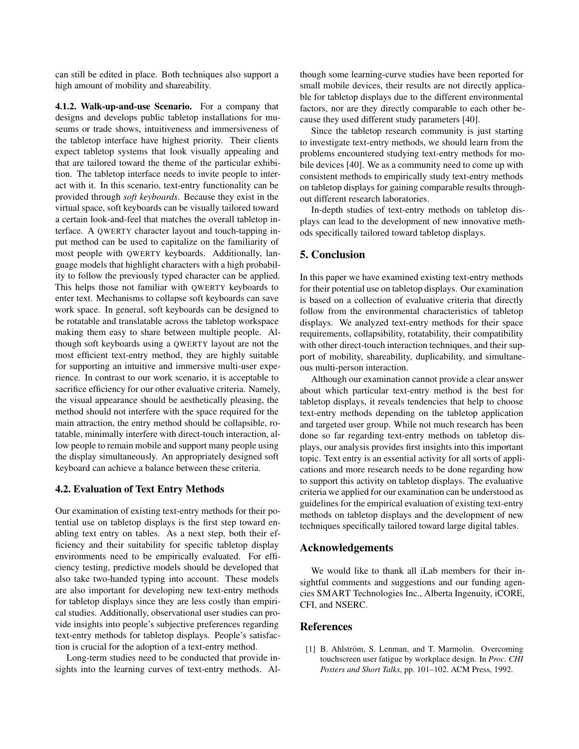can still be edited in place. Both techniques also support a high amount of mobility and shareability.

**4.1.2. Walk-up-and-use Scenario.** For a company that designs and develops public tabletop installations for museums or trade shows, intuitiveness and immersiveness of the tabletop interface have highest priority. Their clients expect tabletop systems that look visually appealing and that are tailored toward the theme of the particular exhibition. The tabletop interface needs to invite people to interact with it. In this scenario, text-entry functionality can be provided through *soft keyboards*. Because they exist in the virtual space, soft keyboards can be visually tailored toward a certain look-and-feel that matches the overall tabletop interface. A QWERTY character layout and touch-tapping input method can be used to capitalize on the familiarity of most people with QWERTY keyboards. Additionally, language models that highlight characters with a high probability to follow the previously typed character can be applied. This helps those not familiar with QWERTY keyboards to enter text. Mechanisms to collapse soft keyboards can save work space. In general, soft keyboards can be designed to be rotatable and translatable across the tabletop workspace making them easy to share between multiple people. Although soft keyboards using a QWERTY layout are not the most efficient text-entry method, they are highly suitable for supporting an intuitive and immersive multi-user experience. In contrast to our work scenario, it is acceptable to sacrifice efficiency for our other evaluative criteria. Namely, the visual appearance should be aesthetically pleasing, the method should not interfere with the space required for the main attraction, the entry method should be collapsible, rotatable, minimally interfere with direct-touch interaction, allow people to remain mobile and support many people using the display simultaneously. An appropriately designed soft keyboard can achieve a balance between these criteria.

### 4.2. Evaluation of Text Entry Methods

Our examination of existing text-entry methods for their potential use on tabletop displays is the first step toward enabling text entry on tables. As a next step, both their efficiency and their suitability for specific tabletop display environments need to be empirically evaluated. For efficiency testing, predictive models should be developed that also take two-handed typing into account. These models are also important for developing new text-entry methods for tabletop displays since they are less costly than empirical studies. Additionally, observational user studies can provide insights into people's subjective preferences regarding text-entry methods for tabletop displays. People's satisfaction is crucial for the adoption of a text-entry method.

Long-term studies need to be conducted that provide insights into the learning curves of text-entry methods. Although some learning-curve studies have been reported for small mobile devices, their results are not directly applicable for tabletop displays due to the different environmental factors, nor are they directly comparable to each other because they used different study parameters [40].

Since the tabletop research community is just starting to investigate text-entry methods, we should learn from the problems encountered studying text-entry methods for mobile devices [40]. We as a community need to come up with consistent methods to empirically study text-entry methods on tabletop displays for gaining comparable results throughout different research laboratories.

In-depth studies of text-entry methods on tabletop displays can lead to the development of new innovative methods specifically tailored toward tabletop displays.

## 5. Conclusion

In this paper we have examined existing text-entry methods for their potential use on tabletop displays. Our examination is based on a collection of evaluative criteria that directly follow from the environmental characteristics of tabletop displays. We analyzed text-entry methods for their space requirements, collapsibility, rotatability, their compatibility with other direct-touch interaction techniques, and their support of mobility, shareability, duplicability, and simultaneous multi-person interaction.

Although our examination cannot provide a clear answer about which particular text-entry method is the best for tabletop displays, it reveals tendencies that help to choose text-entry methods depending on the tabletop application and targeted user group. While not much research has been done so far regarding text-entry methods on tabletop displays, our analysis provides first insights into this important topic. Text entry is an essential activity for all sorts of applications and more research needs to be done regarding how to support this activity on tabletop displays. The evaluative criteria we applied for our examination can be understood as guidelines for the empirical evaluation of existing text-entry methods on tabletop displays and the development of new techniques specifically tailored toward large digital tables.

## Acknowledgements

We would like to thank all iLab members for their insightful comments and suggestions and our funding agencies SMART Technologies Inc., Alberta Ingenuity, iCORE, CFI, and NSERC.

## References

[1] B. Ahlström, S. Lenman, and T. Marmolin. Overcoming touchscreen user fatigue by workplace design. In *Proc. CHI Posters and Short Talks*, pp. 101–102. ACM Press, 1992.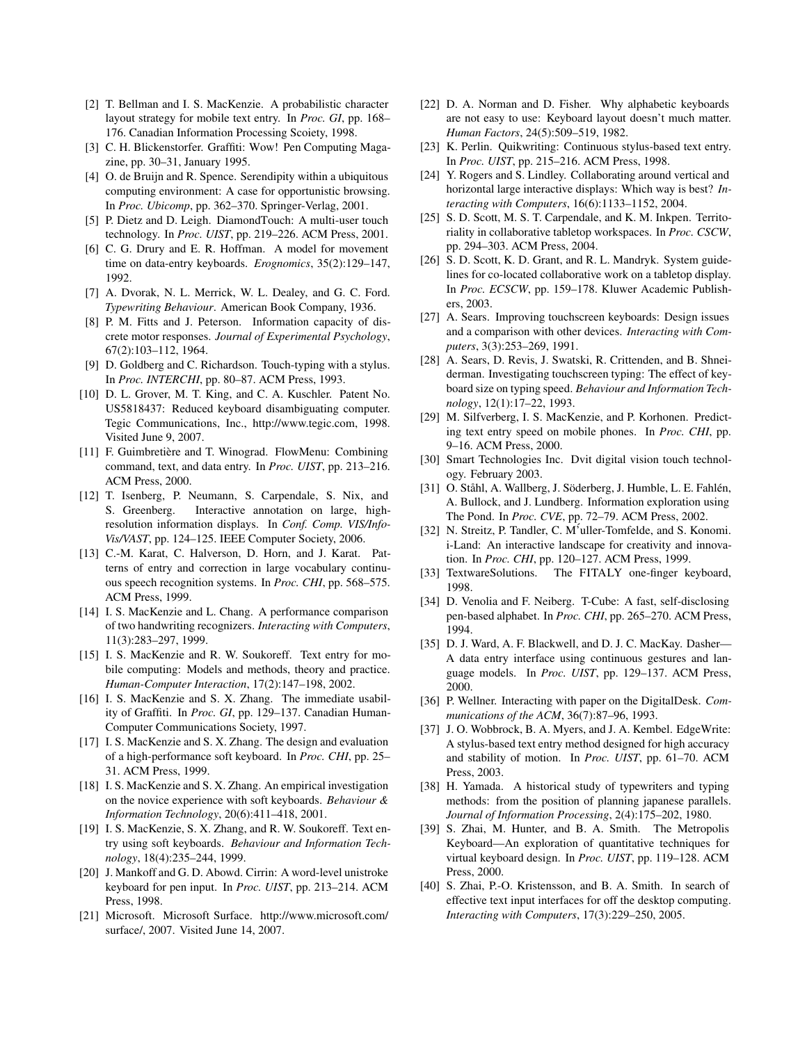[2] T. Bellman and I. S. MacKenzie. A probabilistic character layout strategy for mobile text entry. In *Proc. GI*, pp. 168–176. Canadian Information Processing Scoiety, 1998.

[3] C. H. Blickenstorfer. Graffiti: Wow! Pen Computing Magazine, pp. 30–31, January 1995.

[4] O. de Bruijn and R. Spence. Serendipity within a ubiquitous computing environment: A case for opportunistic browsing. In *Proc. Ubicomp*, pp. 362–370. Springer-Verlag, 2001.

[5] P. Dietz and D. Leigh. DiamondTouch: A multi-user touch technology. In *Proc. UIST*, pp. 219–226. ACM Press, 2001.

[6] C. G. Drury and E. R. Hoffman. A model for movement time on data-entry keyboards. *Erognomics*, 35(2):129–147, 1992.

[7] A. Dvorak, N. L. Merrick, W. L. Dealey, and G. C. Ford. *Typewriting Behaviour*. American Book Company, 1936.

[8] P. M. Fitts and J. Peterson. Information capacity of discrete motor responses. *Journal of Experimental Psychology*, 67(2):103–112, 1964.

[9] D. Goldberg and C. Richardson. Touch-typing with a stylus. In *Proc. INTERCHI*, pp. 80–87. ACM Press, 1993.

[10] D. L. Grover, M. T. King, and C. A. Kuschler. Patent No. US5818437: Reduced keyboard disambiguating computer. Tegic Communications, Inc., http://www.tegic.com, 1998. Visited June 9, 2007.

[11] F. Guimbretière and T. Winograd. FlowMenu: Combining command, text, and data entry. In *Proc. UIST*, pp. 213–216. ACM Press, 2000.

[12] T. Isenberg, P. Neumann, S. Carpendale, S. Nix, and S. Greenberg. Interactive annotation on large, high-resolution information displays. In *Conf. Comp. VIS/InfoVis/VAST*, pp. 124–125. IEEE Computer Society, 2006.

[13] C.-M. Karat, C. Halverson, D. Horn, and J. Karat. Patterns of entry and correction in large vocabulary continuous speech recognition systems. In *Proc. CHI*, pp. 568–575. ACM Press, 1999.

[14] I. S. MacKenzie and L. Chang. A performance comparison of two handwriting recognizers. *Interacting with Computers*, 11(3):283–297, 1999.

[15] I. S. MacKenzie and R. W. Soukoreff. Text entry for mobile computing: Models and methods, theory and practice. *Human-Computer Interaction*, 17(2):147–198, 2002.

[16] I. S. MacKenzie and S. X. Zhang. The immediate usability of Graffiti. In *Proc. GI*, pp. 129–137. Canadian Human-Computer Communications Society, 1997.

[17] I. S. MacKenzie and S. X. Zhang. The design and evaluation of a high-performance soft keyboard. In *Proc. CHI*, pp. 25–31. ACM Press, 1999.

[18] I. S. MacKenzie and S. X. Zhang. An empirical investigation on the novice experience with soft keyboards. *Behaviour & Information Technology*, 20(6):411–418, 2001.

[19] I. S. MacKenzie, S. X. Zhang, and R. W. Soukoreff. Text entry using soft keyboards. *Behaviour and Information Technology*, 18(4):235–244, 1999.

[20] J. Mankoff and G. D. Abowd. Cirrin: A word-level unistroke keyboard for pen input. In *Proc. UIST*, pp. 213–214. ACM Press, 1998.

[21] Microsoft. Microsoft Surface. http://www.microsoft.com/surface/, 2007. Visited June 14, 2007.

[22] D. A. Norman and D. Fisher. Why alphabetic keyboards are not easy to use: Keyboard layout doesn't much matter. *Human Factors*, 24(5):509–519, 1982.

[23] K. Perlin. Quikwriting: Continuous stylus-based text entry. In *Proc. UIST*, pp. 215–216. ACM Press, 1998.

[24] Y. Rogers and S. Lindley. Collaborating around vertical and horizontal large interactive displays: Which way is best? *Interacting with Computers*, 16(6):1133–1152, 2004.

[25] S. D. Scott, M. S. T. Carpendale, and K. M. Inkpen. Territoriality in collaborative tabletop workspaces. In *Proc. CSCW*, pp. 294–303. ACM Press, 2004.

[26] S. D. Scott, K. D. Grant, and R. L. Mandryk. System guidelines for co-located collaborative work on a tabletop display. In *Proc. ECSCW*, pp. 159–178. Kluwer Academic Publishers, 2003.

[27] A. Sears. Improving touchscreen keyboards: Design issues and a comparison with other devices. *Interacting with Computers*, 3(3):253–269, 1991.

[28] A. Sears, D. Revis, J. Swatski, R. Crittenden, and B. Shneiderman. Investigating touchscreen typing: The effect of keyboard size on typing speed. *Behaviour and Information Technology*, 12(1):17–22, 1993.

[29] M. Silfverberg, I. S. MacKenzie, and P. Korhonen. Predicting text entry speed on mobile phones. In *Proc. CHI*, pp. 9–16. ACM Press, 2000.

[30] Smart Technologies Inc. Dvit digital vision touch technology. February 2003.

[31] O. Ståhl, A. Wallberg, J. Söderberg, J. Humble, L. E. Fahlén, A. Bullock, and J. Lundberg. Information exploration using The Pond. In *Proc. CVE*, pp. 72–79. ACM Press, 2002.

[32] N. Streitz, P. Tandler, C. Müller-Tomfelde, and S. Konomi. i-Land: An interactive landscape for creativity and innovation. In *Proc. CHI*, pp. 120–127. ACM Press, 1999.

[33] TextwareSolutions. The FITALY one-finger keyboard, 1998.

[34] D. Venolia and F. Neiberg. T-Cube: A fast, self-disclosing pen-based alphabet. In *Proc. CHI*, pp. 265–270. ACM Press, 1994.

[35] D. J. Ward, A. F. Blackwell, and D. J. C. MacKay. Dasher—A data entry interface using continuous gestures and language models. In *Proc. UIST*, pp. 129–137. ACM Press, 2000.

[36] P. Wellner. Interacting with paper on the DigitalDesk. *Communications of the ACM*, 36(7):87–96, 1993.

[37] J. O. Wobbrock, B. A. Myers, and J. A. Kembel. EdgeWrite: A stylus-based text entry method designed for high accuracy and stability of motion. In *Proc. UIST*, pp. 61–70. ACM Press, 2003.

[38] H. Yamada. A historical study of typewriters and typing methods: from the position of planning japanese parallels. *Journal of Information Processing*, 2(4):175–202, 1980.

[39] S. Zhai, M. Hunter, and B. A. Smith. The Metropolis Keyboard—An exploration of quantitative techniques for virtual keyboard design. In *Proc. UIST*, pp. 119–128. ACM Press, 2000.

[40] S. Zhai, P.-O. Kristensson, and B. A. Smith. In search of effective text input interfaces for off the desktop computing. *Interacting with Computers*, 17(3):229–250, 2005.